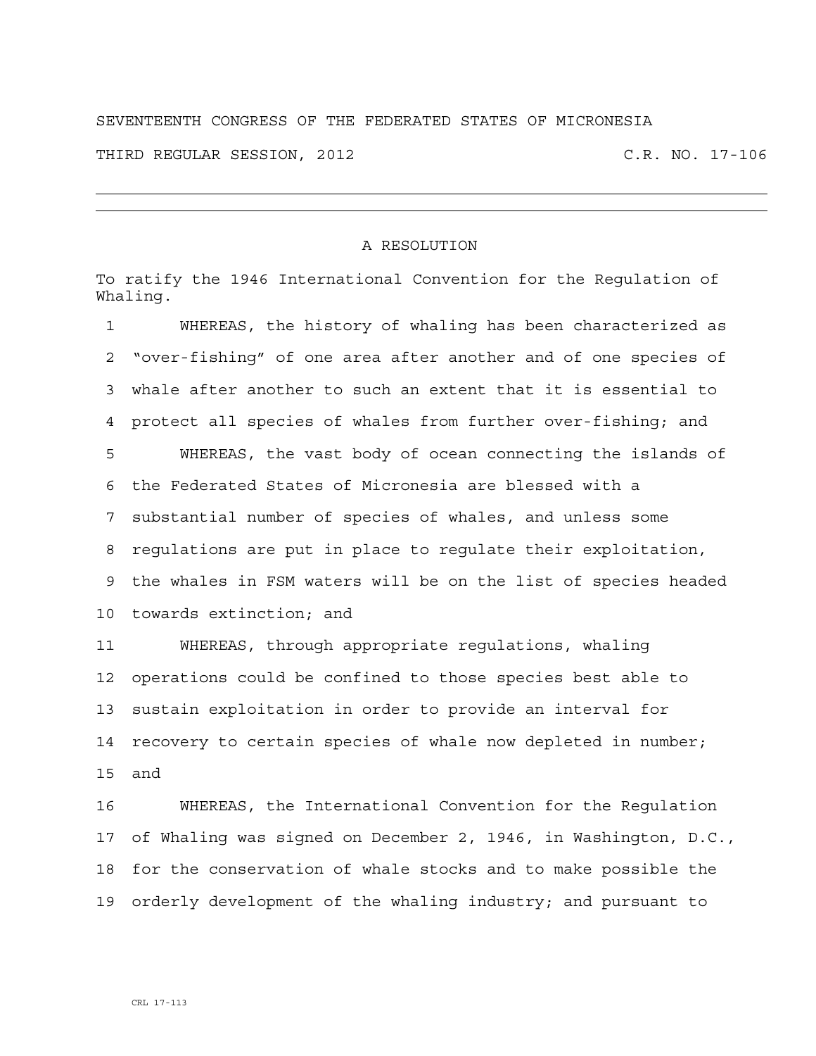SEVENTEENTH CONGRESS OF THE FEDERATED STATES OF MICRONESIA

THIRD REGULAR SESSION, 2012 C.R. NO. 17-106

---

## A RESOLUTION

To ratify the 1946 International Convention for the Regulation of Whaling.

1 WHEREAS, the history of whaling has been characterized as
2 "over-fishing" of one area after another and of one species of
3 whale after another to such an extent that it is essential to
4 protect all species of whales from further over-fishing; and
5 WHEREAS, the vast body of ocean connecting the islands of
6 the Federated States of Micronesia are blessed with a
7 substantial number of species of whales, and unless some
8 regulations are put in place to regulate their exploitation,
9 the whales in FSM waters will be on the list of species headed
10 towards extinction; and
11 WHEREAS, through appropriate regulations, whaling
12 operations could be confined to those species best able to
13 sustain exploitation in order to provide an interval for
14 recovery to certain species of whale now depleted in number;
15 and
16 WHEREAS, the International Convention for the Regulation
17 of Whaling was signed on December 2, 1946, in Washington, D.C.,
18 for the conservation of whale stocks and to make possible the
19 orderly development of the whaling industry; and pursuant to

CRL 17-113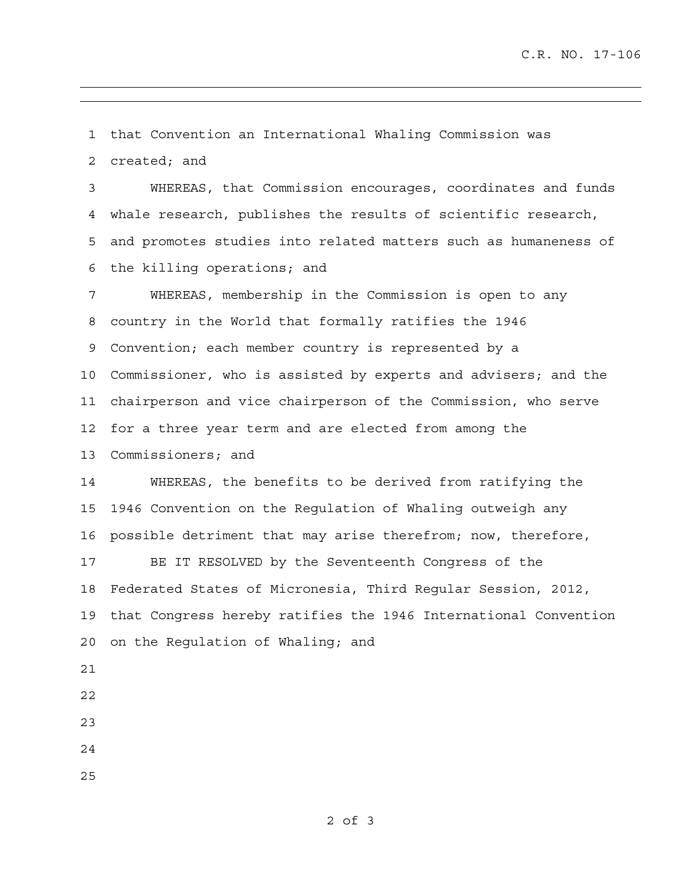that Convention an International Whaling Commission was created; and

WHEREAS, that Commission encourages, coordinates and funds whale research, publishes the results of scientific research, and promotes studies into related matters such as humaneness of the killing operations; and

WHEREAS, membership in the Commission is open to any country in the World that formally ratifies the 1946 Convention; each member country is represented by a Commissioner, who is assisted by experts and advisers; and the chairperson and vice chairperson of the Commission, who serve for a three year term and are elected from among the Commissioners; and

WHEREAS, the benefits to be derived from ratifying the 1946 Convention on the Regulation of Whaling outweigh any possible detriment that may arise therefrom; now, therefore,

BE IT RESOLVED by the Seventeenth Congress of the Federated States of Micronesia, Third Regular Session, 2012, that Congress hereby ratifies the 1946 International Convention on the Regulation of Whaling; and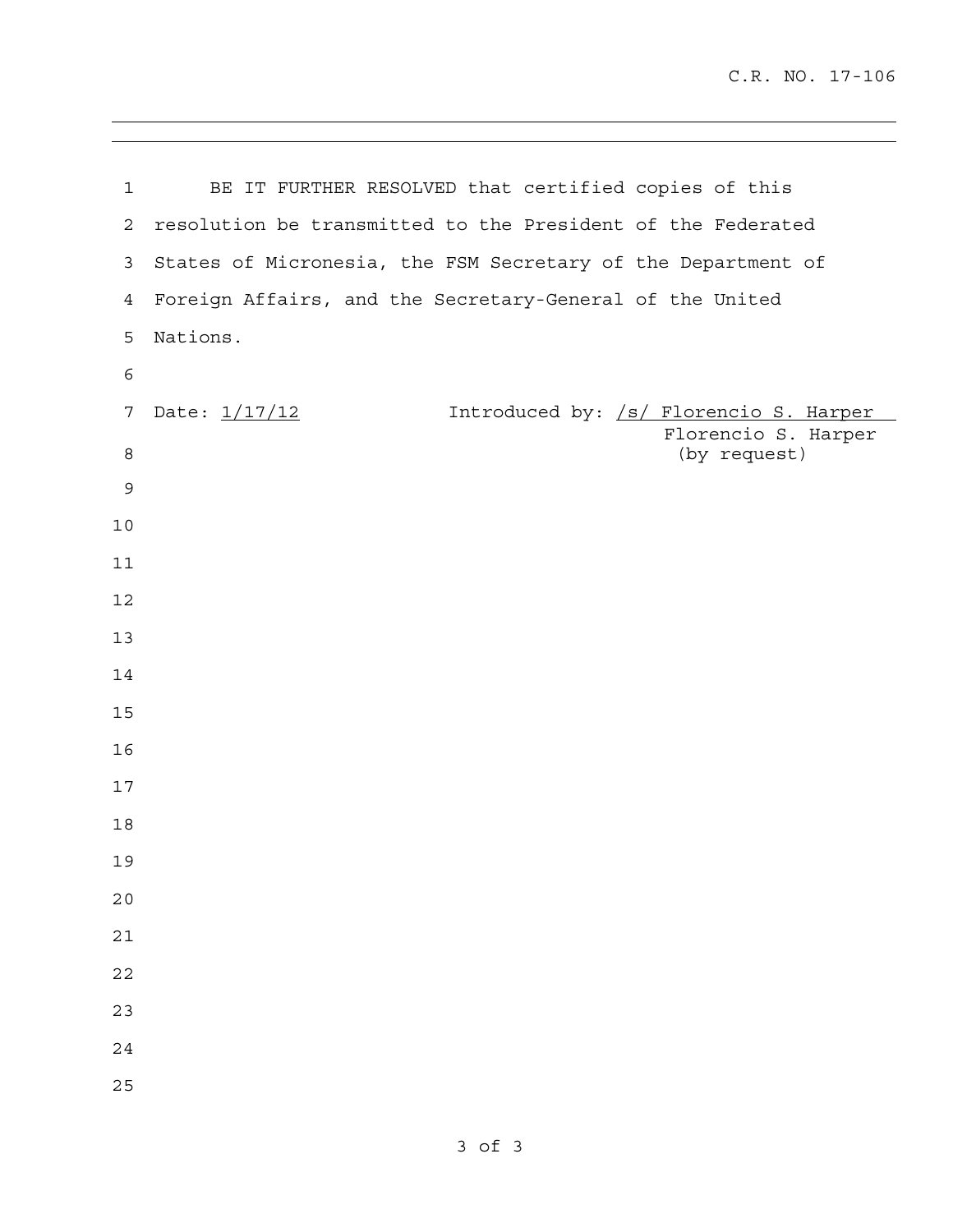BE IT FURTHER RESOLVED that certified copies of this resolution be transmitted to the President of the Federated States of Micronesia, the FSM Secretary of the Department of Foreign Affairs, and the Secretary-General of the United Nations.

Date: 1/17/12

Introduced by: /s/ Florencio S. Harper
Florencio S. Harper
(by request)